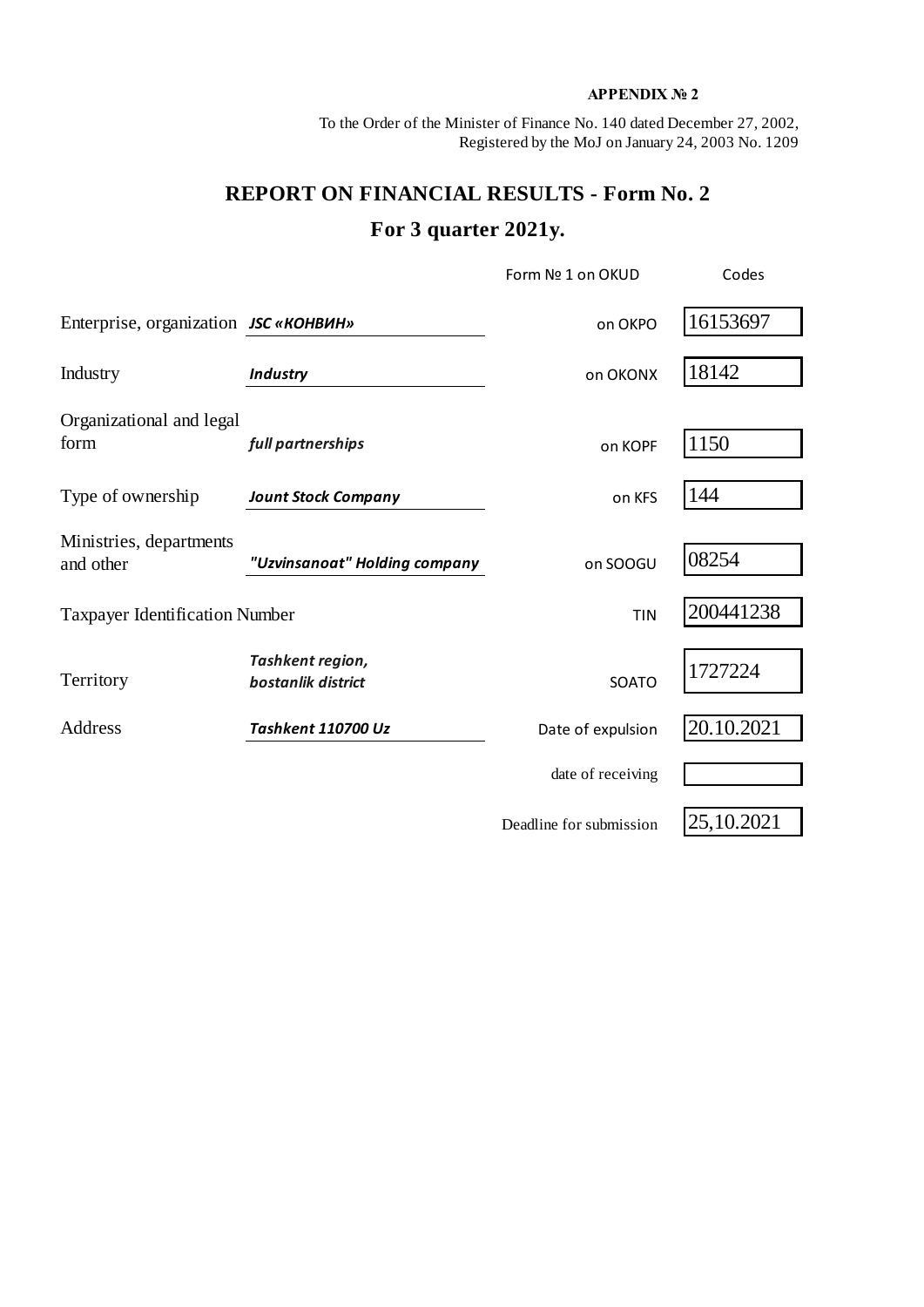**APPENDIX № 2**

To the Order of the Minister of Finance No. 140 dated December 27, 2002,
Registered by the MoJ on January 24, 2003 No. 1209

# REPORT ON FINANCIAL RESULTS - Form No. 2

## For 3 quarter 2021y.

| | | Form № 1 on OKUD | Codes |
|---|---|---|---|
| Enterprise, organization | ***JSC «КОНВИН»*** | on OKPO | 16153697 |
| Industry | ***Industry*** | on OKONX | 18142 |
| Organizational and legal form | ***full partnerships*** | on KOPF | 1150 |
| Type of ownership | ***Jount Stock Company*** | on KFS | 144 |
| Ministries, departments and other | ***"Uzvinsanoat" Holding company*** | on SOOGU | 08254 |
| Taxpayer Identification Number | | TIN | 200441238 |
| Territory | ***Tashkent region, bostanlik district*** | SOATO | 1727224 |
| Address | ***Tashkent 110700 Uz*** | Date of expulsion | 20.10.2021 |
| | | date of receiving | |
| | | Deadline for submission | 25,10.2021 |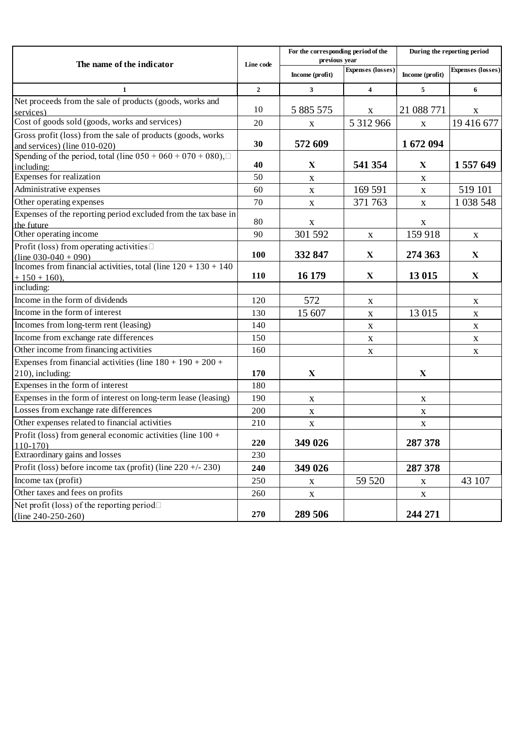| The name of the indicator | Line code | For the corresponding period of the previous year | | During the reporting period | |
|---|---|---|---|---|---|
| | | Income (profit) | Expenses (losses) | Income (profit) | Expenses (losses) |
| 1 | 2 | 3 | 4 | 5 | 6 |
| Net proceeds from the sale of products (goods, works and services) | 10 | 5 885 575 | x | 21 088 771 | x |
| Cost of goods sold (goods, works and services) | 20 | x | 5 312 966 | x | 19 416 677 |
| Gross profit (loss) from the sale of products (goods, works and services) (line 010-020) | **30** | **572 609** | | **1 672 094** | |
| Spending of the period, total (line 050 + 060 + 070 + 080), including: | **40** | **X** | **541 354** | **X** | **1 557 649** |
| Expenses for realization | 50 | x | | x | |
| Administrative expenses | 60 | x | 169 591 | x | 519 101 |
| Other operating expenses | 70 | x | 371 763 | x | 1 038 548 |
| Expenses of the reporting period excluded from the tax base in the future | 80 | x | | x | |
| Other operating income | 90 | 301 592 | x | 159 918 | x |
| Profit (loss) from operating activities (line 030-040 + 090) | **100** | **332 847** | **X** | **274 363** | **X** |
| Incomes from financial activities, total (line 120 + 130 + 140 + 150 + 160), | **110** | **16 179** | **X** | **13 015** | **X** |
| including: | | | | | |
| Income in the form of dividends | 120 | 572 | x | | x |
| Income in the form of interest | 130 | 15 607 | x | 13 015 | x |
| Incomes from long-term rent (leasing) | 140 | | x | | x |
| Income from exchange rate differences | 150 | | x | | x |
| Other income from financing activities | 160 | | x | | x |
| Expenses from financial activities (line 180 + 190 + 200 + 210), including: | **170** | **X** | | **X** | |
| Expenses in the form of interest | 180 | | | | |
| Expenses in the form of interest on long-term lease (leasing) | 190 | x | | x | |
| Losses from exchange rate differences | 200 | x | | x | |
| Other expenses related to financial activities | 210 | x | | x | |
| Profit (loss) from general economic activities (line 100 + 110-170) | **220** | **349 026** | | **287 378** | |
| Extraordinary gains and losses | 230 | | | | |
| Profit (loss) before income tax (profit) (line 220 +/- 230) | **240** | **349 026** | | **287 378** | |
| Income tax (profit) | 250 | x | 59 520 | x | 43 107 |
| Other taxes and fees on profits | 260 | x | | x | |
| Net profit (loss) of the reporting period (line 240-250-260) | **270** | **289 506** | | **244 271** | |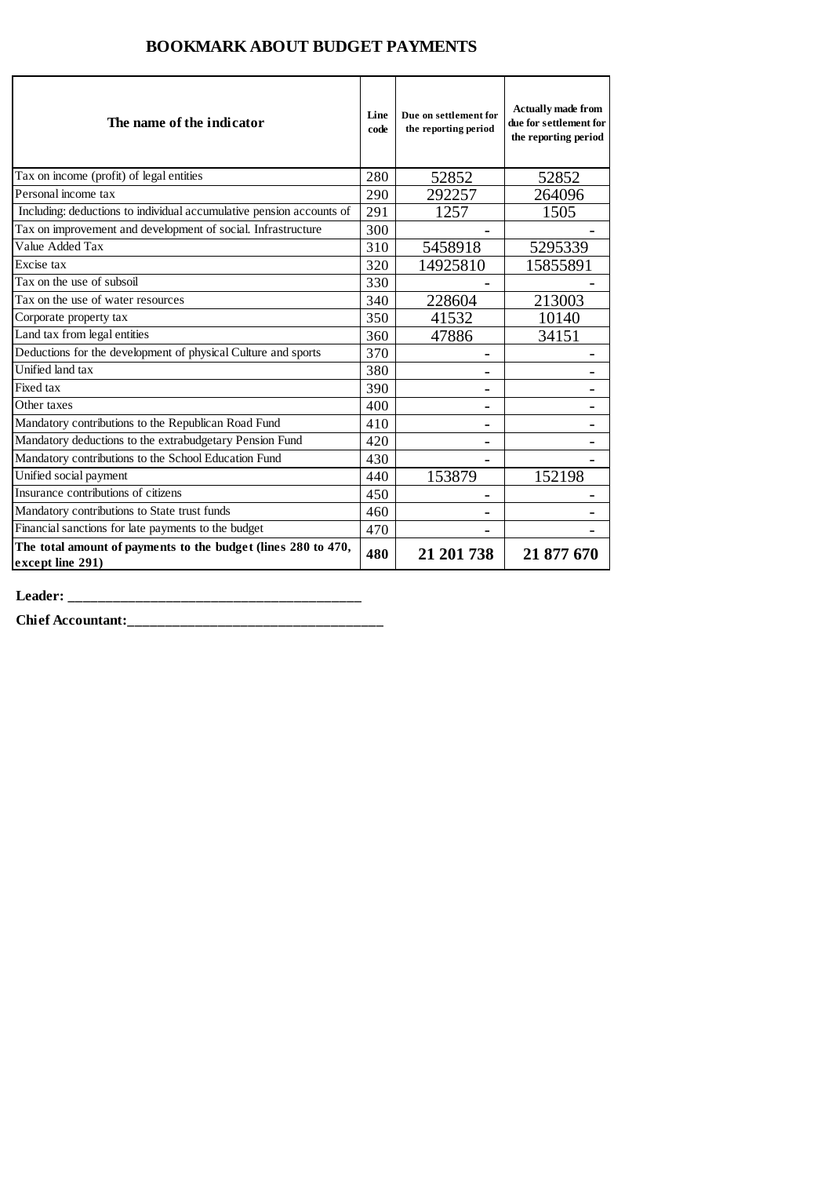# BOOKMARK ABOUT BUDGET PAYMENTS

| The name of the indicator | Line code | Due on settlement for the reporting period | Actually made from due for settlement for the reporting period |
|---|---|---|---|
| Tax on income (profit) of legal entities | 280 | 52852 | 52852 |
| Personal income tax | 290 | 292257 | 264096 |
| Including: deductions to individual accumulative pension accounts of | 291 | 1257 | 1505 |
| Tax on improvement and development of social. Infrastructure | 300 | - | - |
| Value Added Tax | 310 | 5458918 | 5295339 |
| Excise tax | 320 | 14925810 | 15855891 |
| Tax on the use of subsoil | 330 | - | - |
| Tax on the use of water resources | 340 | 228604 | 213003 |
| Corporate property tax | 350 | 41532 | 10140 |
| Land tax from legal entities | 360 | 47886 | 34151 |
| Deductions for the development of physical Culture and sports | 370 | - | - |
| Unified land tax | 380 | - | - |
| Fixed tax | 390 | - | - |
| Other taxes | 400 | - | - |
| Mandatory contributions to the Republican Road Fund | 410 | - | - |
| Mandatory deductions to the extrabudgetary Pension Fund | 420 | - | - |
| Mandatory contributions to the School Education Fund | 430 | - | - |
| Unified social payment | 440 | 153879 | 152198 |
| Insurance contributions of citizens | 450 | - | - |
| Mandatory contributions to State trust funds | 460 | - | - |
| Financial sanctions for late payments to the budget | 470 | - | - |
| **The total amount of payments to the budget (lines 280 to 470, except line 291)** | **480** | **21 201 738** | **21 877 670** |

**Leader:** ________________________________________

**Chief Accountant:**___________________________________